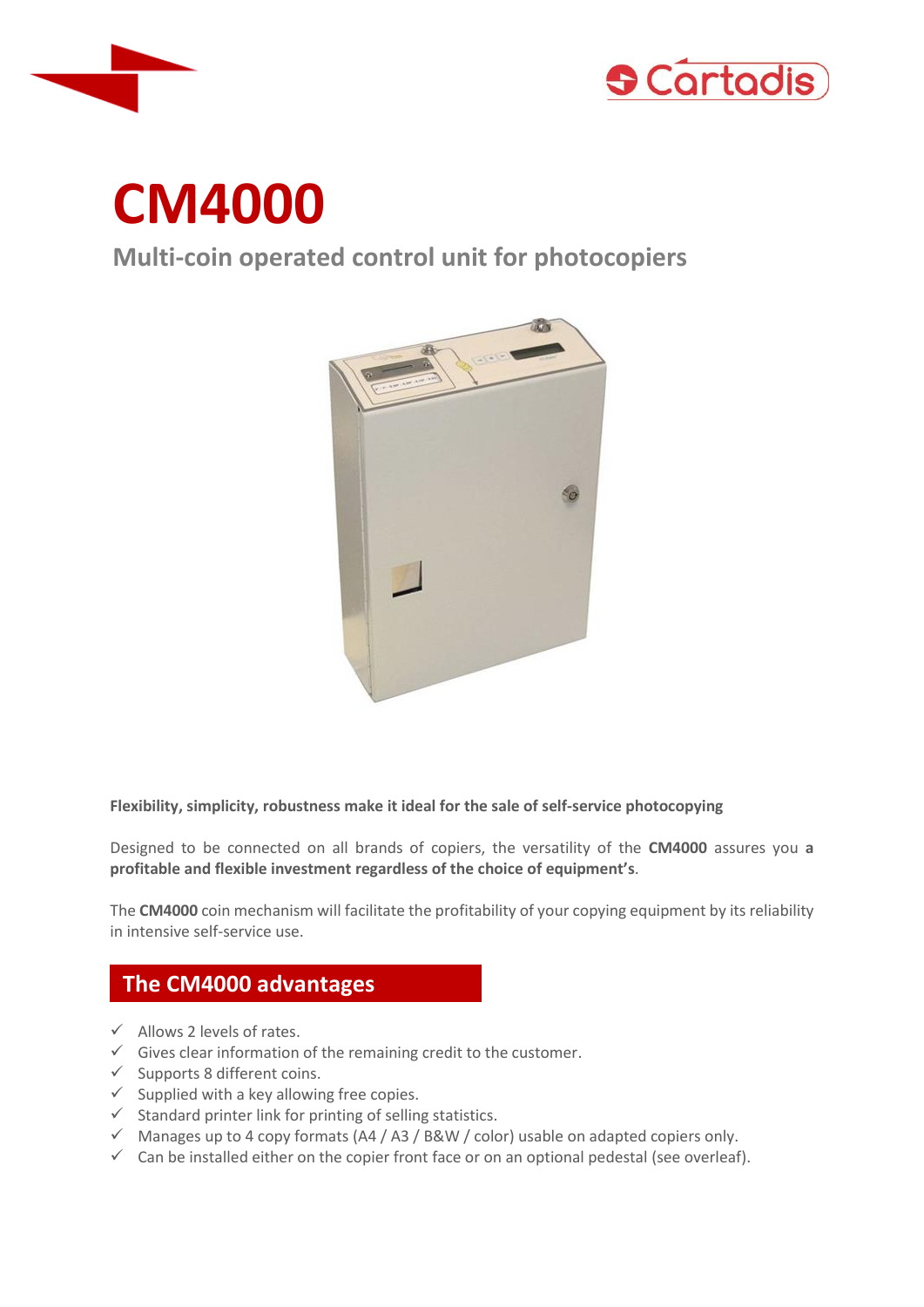# CM4000

## Multi-coin operated control unit for photocopiers

**Flexibility, simplicity, robustness make it ideal for the sale of self-service photocopying**

Designed to be connected on all brands of copiers, the versatility of the **CM4000** assures you **a profitable and flexible investment regardless of the choice of equipment's**.

The **CM4000** coin mechanism will facilitate the profitability of your copying equipment by its reliability in intensive self-service use.

## The CM4000 advantages

- ✓ Allows 2 levels of rates.
- ✓ Gives clear information of the remaining credit to the customer.
- ✓ Supports 8 different coins.
- ✓ Supplied with a key allowing free copies.
- ✓ Standard printer link for printing of selling statistics.
- ✓ Manages up to 4 copy formats (A4 / A3 / B&W / color) usable on adapted copiers only.
- ✓ Can be installed either on the copier front face or on an optional pedestal (see overleaf).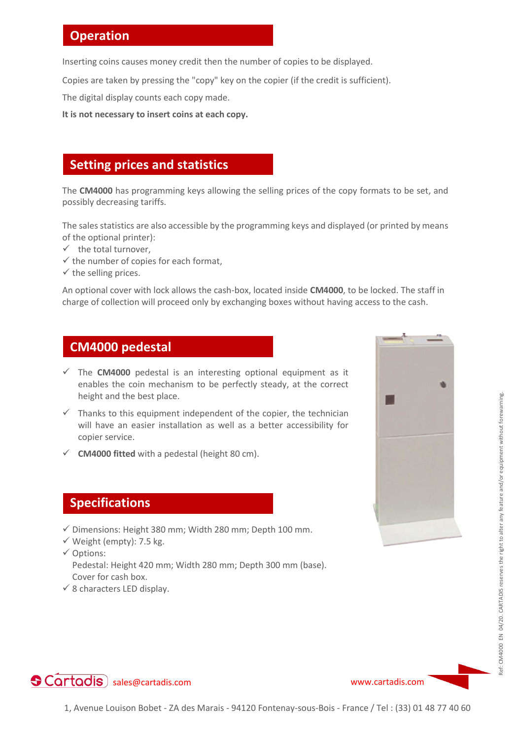## Operation

Inserting coins causes money credit then the number of copies to be displayed.

Copies are taken by pressing the "copy" key on the copier (if the credit is sufficient).

The digital display counts each copy made.

**It is not necessary to insert coins at each copy.**

## Setting prices and statistics

The **CM4000** has programming keys allowing the selling prices of the copy formats to be set, and possibly decreasing tariffs.

The sales statistics are also accessible by the programming keys and displayed (or printed by means of the optional printer):

- ✓ the total turnover,
- ✓ the number of copies for each format,
- ✓ the selling prices.

An optional cover with lock allows the cash-box, located inside **CM4000**, to be locked. The staff in charge of collection will proceed only by exchanging boxes without having access to the cash.

## CM4000 pedestal

- ✓ The **CM4000** pedestal is an interesting optional equipment as it enables the coin mechanism to be perfectly steady, at the correct height and the best place.
- ✓ Thanks to this equipment independent of the copier, the technician will have an easier installation as well as a better accessibility for copier service.
- ✓ **CM4000 fitted** with a pedestal (height 80 cm).

## Specifications

- ✓ Dimensions: Height 380 mm; Width 280 mm; Depth 100 mm.
- ✓ Weight (empty): 7.5 kg.
- ✓ Options:
  Pedestal: Height 420 mm; Width 280 mm; Depth 300 mm (base).
  Cover for cash box.
- ✓ 8 characters LED display.

Ref: CM4000 EN 04/20. CARTADIS reserves the right to alter any feature and/or equipment without forewarning.

Cartadis sales@cartadis.com www.cartadis.com

1, Avenue Louison Bobet - ZA des Marais - 94120 Fontenay-sous-Bois - France / Tel : (33) 01 48 77 40 60